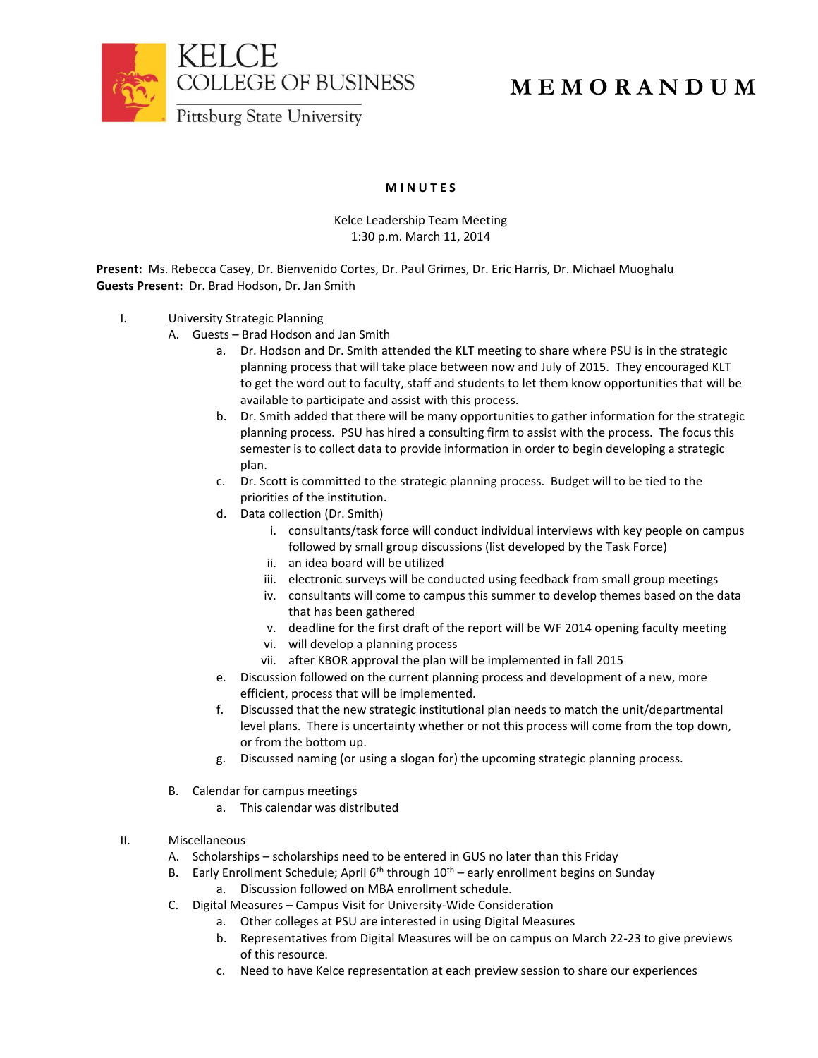KELCE
COLLEGE OF BUSINESS
Pittsburg State University

# MEMORANDUM

## MINUTES

Kelce Leadership Team Meeting
1:30 p.m. March 11, 2014

**Present:** Ms. Rebecca Casey, Dr. Bienvenido Cortes, Dr. Paul Grimes, Dr. Eric Harris, Dr. Michael Muoghalu
**Guests Present:** Dr. Brad Hodson, Dr. Jan Smith

I. University Strategic Planning
   A. Guests – Brad Hodson and Jan Smith
      a. Dr. Hodson and Dr. Smith attended the KLT meeting to share where PSU is in the strategic planning process that will take place between now and July of 2015. They encouraged KLT to get the word out to faculty, staff and students to let them know opportunities that will be available to participate and assist with this process.
      b. Dr. Smith added that there will be many opportunities to gather information for the strategic planning process. PSU has hired a consulting firm to assist with the process. The focus this semester is to collect data to provide information in order to begin developing a strategic plan.
      c. Dr. Scott is committed to the strategic planning process. Budget will to be tied to the priorities of the institution.
      d. Data collection (Dr. Smith)
         i. consultants/task force will conduct individual interviews with key people on campus followed by small group discussions (list developed by the Task Force)
         ii. an idea board will be utilized
         iii. electronic surveys will be conducted using feedback from small group meetings
         iv. consultants will come to campus this summer to develop themes based on the data that has been gathered
         v. deadline for the first draft of the report will be WF 2014 opening faculty meeting
         vi. will develop a planning process
         vii. after KBOR approval the plan will be implemented in fall 2015
      e. Discussion followed on the current planning process and development of a new, more efficient, process that will be implemented.
      f. Discussed that the new strategic institutional plan needs to match the unit/departmental level plans. There is uncertainty whether or not this process will come from the top down, or from the bottom up.
      g. Discussed naming (or using a slogan for) the upcoming strategic planning process.

   B. Calendar for campus meetings
      a. This calendar was distributed

II. Miscellaneous
   A. Scholarships – scholarships need to be entered in GUS no later than this Friday
   B. Early Enrollment Schedule; April 6th through 10th – early enrollment begins on Sunday
      a. Discussion followed on MBA enrollment schedule.
   C. Digital Measures – Campus Visit for University-Wide Consideration
      a. Other colleges at PSU are interested in using Digital Measures
      b. Representatives from Digital Measures will be on campus on March 22-23 to give previews of this resource.
      c. Need to have Kelce representation at each preview session to share our experiences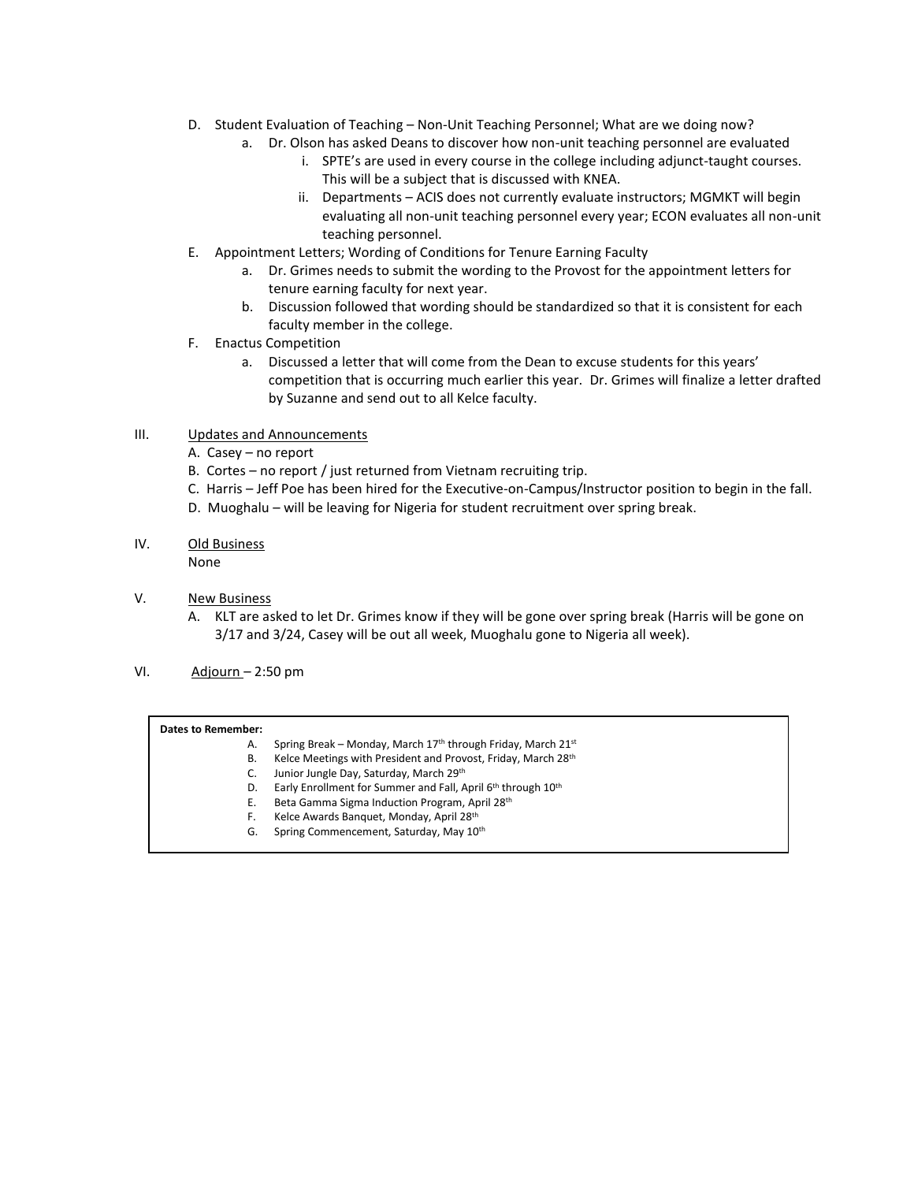D. Student Evaluation of Teaching – Non-Unit Teaching Personnel; What are we doing now?
   a. Dr. Olson has asked Deans to discover how non-unit teaching personnel are evaluated
      i. SPTE's are used in every course in the college including adjunct-taught courses. This will be a subject that is discussed with KNEA.
      ii. Departments – ACIS does not currently evaluate instructors; MGMKT will begin evaluating all non-unit teaching personnel every year; ECON evaluates all non-unit teaching personnel.

E. Appointment Letters; Wording of Conditions for Tenure Earning Faculty
   a. Dr. Grimes needs to submit the wording to the Provost for the appointment letters for tenure earning faculty for next year.
   b. Discussion followed that wording should be standardized so that it is consistent for each faculty member in the college.

F. Enactus Competition
   a. Discussed a letter that will come from the Dean to excuse students for this years' competition that is occurring much earlier this year. Dr. Grimes will finalize a letter drafted by Suzanne and send out to all Kelce faculty.

III. Updates and Announcements

A. Casey – no report
B. Cortes – no report / just returned from Vietnam recruiting trip.
C. Harris – Jeff Poe has been hired for the Executive-on-Campus/Instructor position to begin in the fall.
D. Muoghalu – will be leaving for Nigeria for student recruitment over spring break.

IV. Old Business

None

V. New Business

A. KLT are asked to let Dr. Grimes know if they will be gone over spring break (Harris will be gone on 3/17 and 3/24, Casey will be out all week, Muoghalu gone to Nigeria all week).

VI. Adjourn – 2:50 pm

**Dates to Remember:**

A. Spring Break – Monday, March 17th through Friday, March 21st
B. Kelce Meetings with President and Provost, Friday, March 28th
C. Junior Jungle Day, Saturday, March 29th
D. Early Enrollment for Summer and Fall, April 6th through 10th
E. Beta Gamma Sigma Induction Program, April 28th
F. Kelce Awards Banquet, Monday, April 28th
G. Spring Commencement, Saturday, May 10th